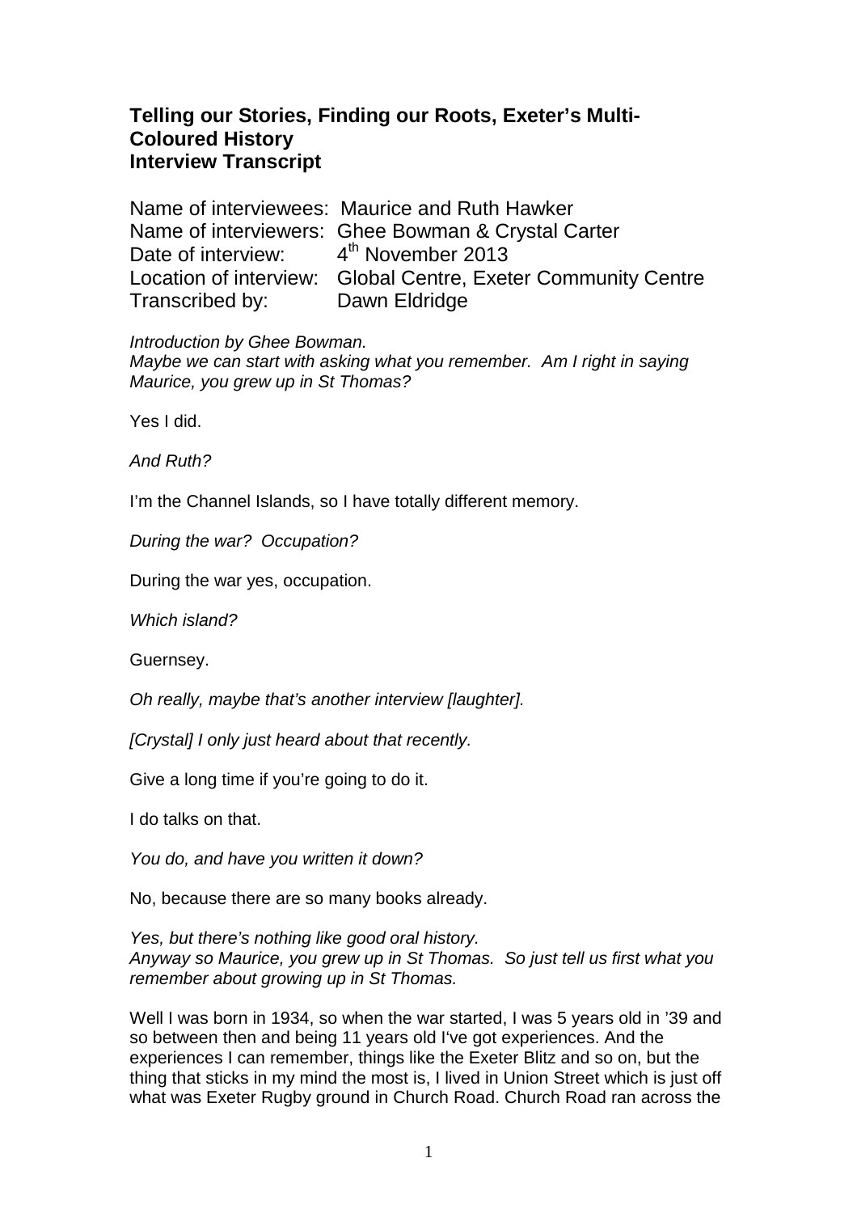# Telling our Stories, Finding our Roots, Exeter's Multi-Coloured History
# Interview Transcript

Name of interviewees: Maurice and Ruth Hawker
Name of interviewers: Ghee Bowman & Crystal Carter
Date of interview: 4th November 2013
Location of interview: Global Centre, Exeter Community Centre
Transcribed by: Dawn Eldridge

*Introduction by Ghee Bowman.*
*Maybe we can start with asking what you remember. Am I right in saying Maurice, you grew up in St Thomas?*

Yes I did.

*And Ruth?*

I'm the Channel Islands, so I have totally different memory.

*During the war? Occupation?*

During the war yes, occupation.

*Which island?*

Guernsey.

*Oh really, maybe that's another interview [laughter].*

*[Crystal] I only just heard about that recently.*

Give a long time if you're going to do it.

I do talks on that.

*You do, and have you written it down?*

No, because there are so many books already.

*Yes, but there's nothing like good oral history.*
*Anyway so Maurice, you grew up in St Thomas. So just tell us first what you remember about growing up in St Thomas.*

Well I was born in 1934, so when the war started, I was 5 years old in '39 and so between then and being 11 years old I've got experiences. And the experiences I can remember, things like the Exeter Blitz and so on, but the thing that sticks in my mind the most is, I lived in Union Street which is just off what was Exeter Rugby ground in Church Road. Church Road ran across the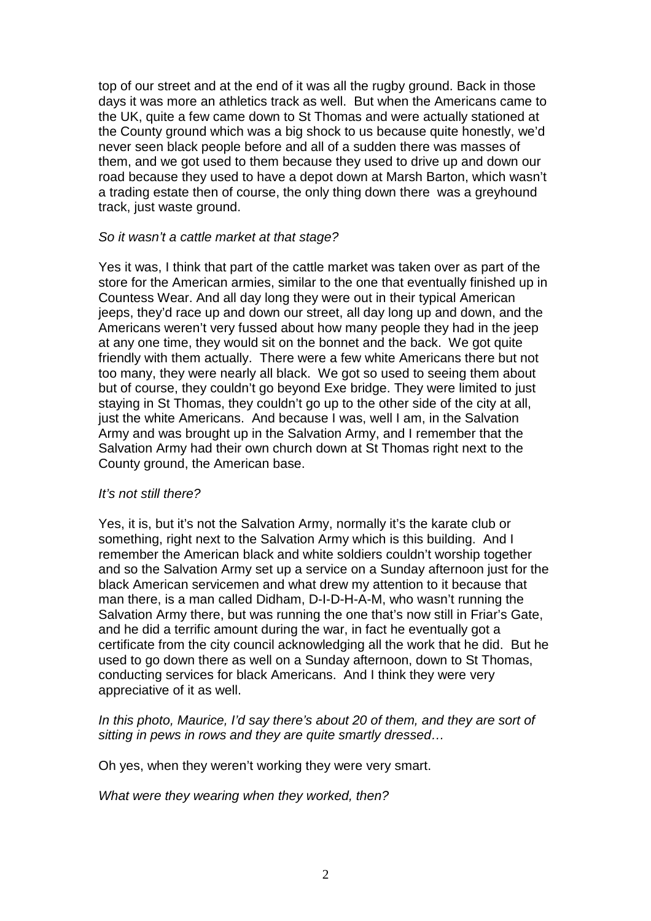top of our street and at the end of it was all the rugby ground. Back in those days it was more an athletics track as well. But when the Americans came to the UK, quite a few came down to St Thomas and were actually stationed at the County ground which was a big shock to us because quite honestly, we'd never seen black people before and all of a sudden there was masses of them, and we got used to them because they used to drive up and down our road because they used to have a depot down at Marsh Barton, which wasn't a trading estate then of course, the only thing down there was a greyhound track, just waste ground.

*So it wasn't a cattle market at that stage?*

Yes it was, I think that part of the cattle market was taken over as part of the store for the American armies, similar to the one that eventually finished up in Countess Wear. And all day long they were out in their typical American jeeps, they'd race up and down our street, all day long up and down, and the Americans weren't very fussed about how many people they had in the jeep at any one time, they would sit on the bonnet and the back. We got quite friendly with them actually. There were a few white Americans there but not too many, they were nearly all black. We got so used to seeing them about but of course, they couldn't go beyond Exe bridge. They were limited to just staying in St Thomas, they couldn't go up to the other side of the city at all, just the white Americans. And because I was, well I am, in the Salvation Army and was brought up in the Salvation Army, and I remember that the Salvation Army had their own church down at St Thomas right next to the County ground, the American base.

*It's not still there?*

Yes, it is, but it's not the Salvation Army, normally it's the karate club or something, right next to the Salvation Army which is this building. And I remember the American black and white soldiers couldn't worship together and so the Salvation Army set up a service on a Sunday afternoon just for the black American servicemen and what drew my attention to it because that man there, is a man called Didham, D-I-D-H-A-M, who wasn't running the Salvation Army there, but was running the one that's now still in Friar's Gate, and he did a terrific amount during the war, in fact he eventually got a certificate from the city council acknowledging all the work that he did. But he used to go down there as well on a Sunday afternoon, down to St Thomas, conducting services for black Americans. And I think they were very appreciative of it as well.

*In this photo, Maurice, I'd say there's about 20 of them, and they are sort of sitting in pews in rows and they are quite smartly dressed…*

Oh yes, when they weren't working they were very smart.

*What were they wearing when they worked, then?*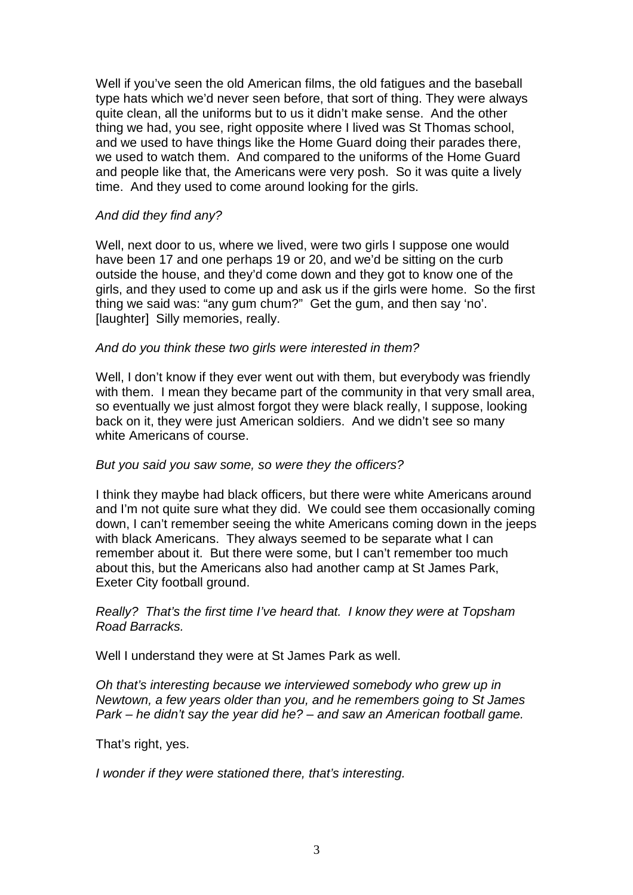Well if you've seen the old American films, the old fatigues and the baseball type hats which we'd never seen before, that sort of thing. They were always quite clean, all the uniforms but to us it didn't make sense. And the other thing we had, you see, right opposite where I lived was St Thomas school, and we used to have things like the Home Guard doing their parades there, we used to watch them. And compared to the uniforms of the Home Guard and people like that, the Americans were very posh. So it was quite a lively time. And they used to come around looking for the girls.

*And did they find any?*

Well, next door to us, where we lived, were two girls I suppose one would have been 17 and one perhaps 19 or 20, and we'd be sitting on the curb outside the house, and they'd come down and they got to know one of the girls, and they used to come up and ask us if the girls were home. So the first thing we said was: "any gum chum?" Get the gum, and then say 'no'. [laughter] Silly memories, really.

*And do you think these two girls were interested in them?*

Well, I don't know if they ever went out with them, but everybody was friendly with them. I mean they became part of the community in that very small area, so eventually we just almost forgot they were black really, I suppose, looking back on it, they were just American soldiers. And we didn't see so many white Americans of course.

*But you said you saw some, so were they the officers?*

I think they maybe had black officers, but there were white Americans around and I'm not quite sure what they did. We could see them occasionally coming down, I can't remember seeing the white Americans coming down in the jeeps with black Americans. They always seemed to be separate what I can remember about it. But there were some, but I can't remember too much about this, but the Americans also had another camp at St James Park, Exeter City football ground.

*Really? That's the first time I've heard that. I know they were at Topsham Road Barracks.*

Well I understand they were at St James Park as well.

*Oh that's interesting because we interviewed somebody who grew up in Newtown, a few years older than you, and he remembers going to St James Park – he didn't say the year did he? – and saw an American football game.*

That's right, yes.

*I wonder if they were stationed there, that's interesting.*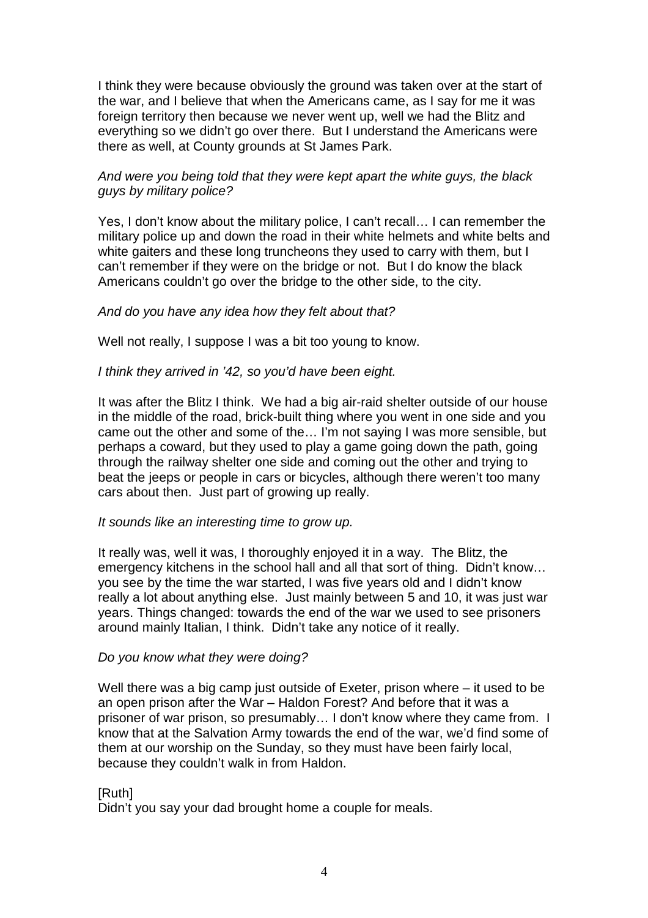I think they were because obviously the ground was taken over at the start of the war, and I believe that when the Americans came, as I say for me it was foreign territory then because we never went up, well we had the Blitz and everything so we didn't go over there. But I understand the Americans were there as well, at County grounds at St James Park.

*And were you being told that they were kept apart the white guys, the black guys by military police?*

Yes, I don't know about the military police, I can't recall… I can remember the military police up and down the road in their white helmets and white belts and white gaiters and these long truncheons they used to carry with them, but I can't remember if they were on the bridge or not. But I do know the black Americans couldn't go over the bridge to the other side, to the city.

*And do you have any idea how they felt about that?*

Well not really, I suppose I was a bit too young to know.

*I think they arrived in '42, so you'd have been eight.*

It was after the Blitz I think. We had a big air-raid shelter outside of our house in the middle of the road, brick-built thing where you went in one side and you came out the other and some of the… I'm not saying I was more sensible, but perhaps a coward, but they used to play a game going down the path, going through the railway shelter one side and coming out the other and trying to beat the jeeps or people in cars or bicycles, although there weren't too many cars about then. Just part of growing up really.

*It sounds like an interesting time to grow up.*

It really was, well it was, I thoroughly enjoyed it in a way. The Blitz, the emergency kitchens in the school hall and all that sort of thing. Didn't know… you see by the time the war started, I was five years old and I didn't know really a lot about anything else. Just mainly between 5 and 10, it was just war years. Things changed: towards the end of the war we used to see prisoners around mainly Italian, I think. Didn't take any notice of it really.

*Do you know what they were doing?*

Well there was a big camp just outside of Exeter, prison where – it used to be an open prison after the War – Haldon Forest? And before that it was a prisoner of war prison, so presumably… I don't know where they came from. I know that at the Salvation Army towards the end of the war, we'd find some of them at our worship on the Sunday, so they must have been fairly local, because they couldn't walk in from Haldon.

[Ruth]
Didn't you say your dad brought home a couple for meals.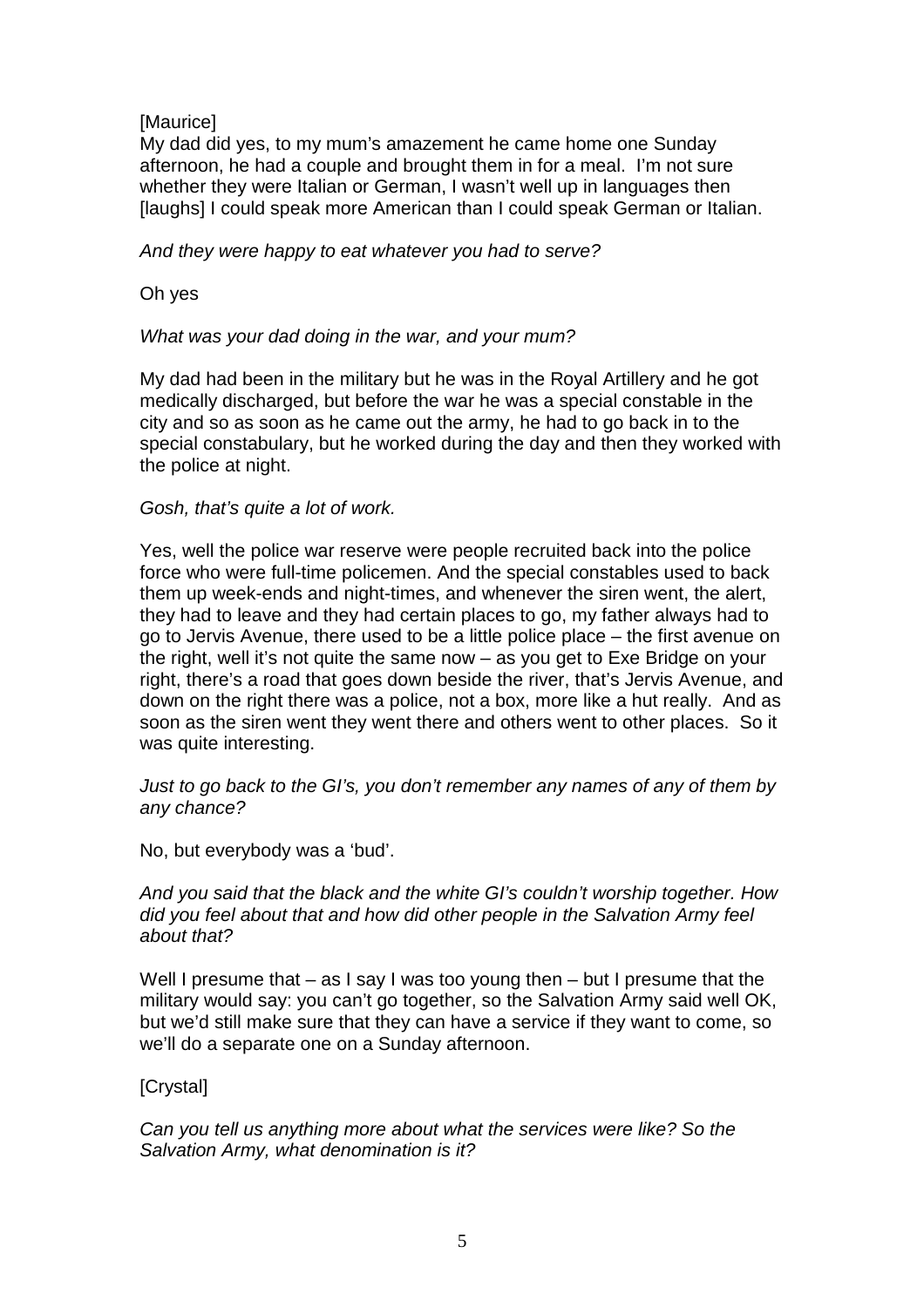[Maurice]

My dad did yes, to my mum's amazement he came home one Sunday afternoon, he had a couple and brought them in for a meal. I'm not sure whether they were Italian or German, I wasn't well up in languages then [laughs] I could speak more American than I could speak German or Italian.

*And they were happy to eat whatever you had to serve?*

Oh yes

*What was your dad doing in the war, and your mum?*

My dad had been in the military but he was in the Royal Artillery and he got medically discharged, but before the war he was a special constable in the city and so as soon as he came out the army, he had to go back in to the special constabulary, but he worked during the day and then they worked with the police at night.

*Gosh, that's quite a lot of work.*

Yes, well the police war reserve were people recruited back into the police force who were full-time policemen. And the special constables used to back them up week-ends and night-times, and whenever the siren went, the alert, they had to leave and they had certain places to go, my father always had to go to Jervis Avenue, there used to be a little police place – the first avenue on the right, well it's not quite the same now – as you get to Exe Bridge on your right, there's a road that goes down beside the river, that's Jervis Avenue, and down on the right there was a police, not a box, more like a hut really. And as soon as the siren went they went there and others went to other places. So it was quite interesting.

*Just to go back to the GI's, you don't remember any names of any of them by any chance?*

No, but everybody was a 'bud'.

*And you said that the black and the white GI's couldn't worship together. How did you feel about that and how did other people in the Salvation Army feel about that?*

Well I presume that – as I say I was too young then – but I presume that the military would say: you can't go together, so the Salvation Army said well OK, but we'd still make sure that they can have a service if they want to come, so we'll do a separate one on a Sunday afternoon.

[Crystal]

*Can you tell us anything more about what the services were like? So the Salvation Army, what denomination is it?*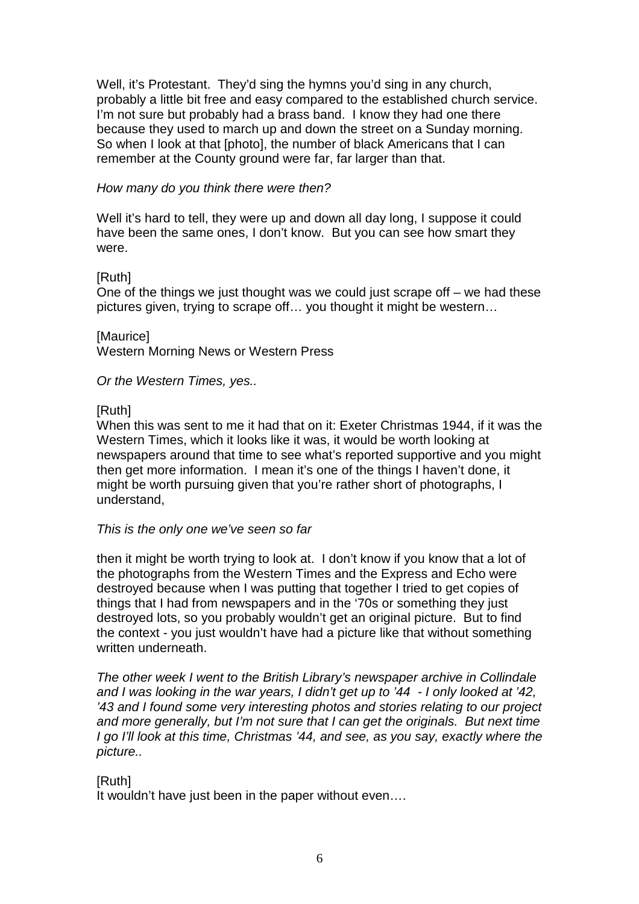Well, it's Protestant. They'd sing the hymns you'd sing in any church, probably a little bit free and easy compared to the established church service. I'm not sure but probably had a brass band. I know they had one there because they used to march up and down the street on a Sunday morning. So when I look at that [photo], the number of black Americans that I can remember at the County ground were far, far larger than that.

*How many do you think there were then?*

Well it's hard to tell, they were up and down all day long, I suppose it could have been the same ones, I don't know. But you can see how smart they were.

[Ruth]
One of the things we just thought was we could just scrape off – we had these pictures given, trying to scrape off… you thought it might be western…

[Maurice]
Western Morning News or Western Press

*Or the Western Times, yes..*

[Ruth]
When this was sent to me it had that on it: Exeter Christmas 1944, if it was the Western Times, which it looks like it was, it would be worth looking at newspapers around that time to see what's reported supportive and you might then get more information. I mean it's one of the things I haven't done, it might be worth pursuing given that you're rather short of photographs, I understand,

*This is the only one we've seen so far*

then it might be worth trying to look at. I don't know if you know that a lot of the photographs from the Western Times and the Express and Echo were destroyed because when I was putting that together I tried to get copies of things that I had from newspapers and in the '70s or something they just destroyed lots, so you probably wouldn't get an original picture. But to find the context - you just wouldn't have had a picture like that without something written underneath.

*The other week I went to the British Library's newspaper archive in Collindale and I was looking in the war years, I didn't get up to '44 - I only looked at '42, '43 and I found some very interesting photos and stories relating to our project and more generally, but I'm not sure that I can get the originals. But next time I go I'll look at this time, Christmas '44, and see, as you say, exactly where the picture..*

[Ruth]
It wouldn't have just been in the paper without even….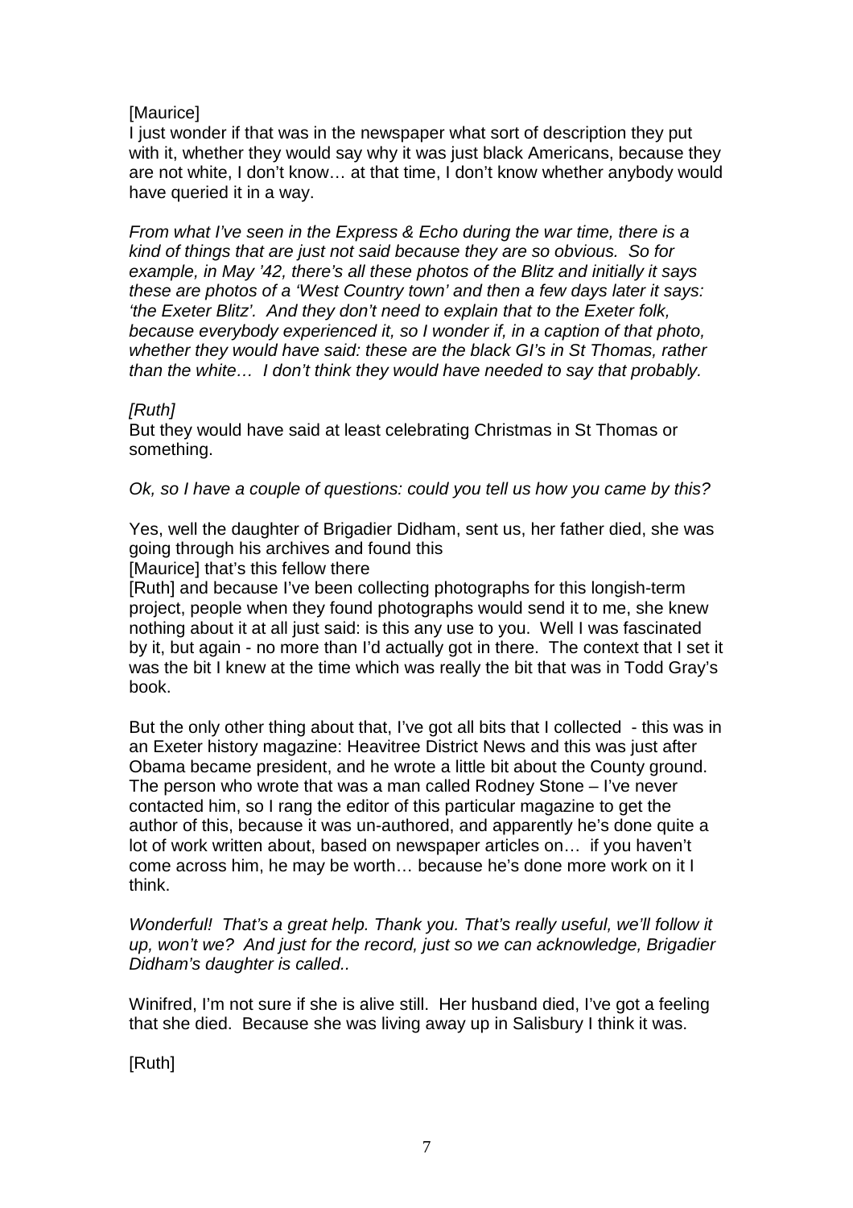[Maurice]
I just wonder if that was in the newspaper what sort of description they put with it, whether they would say why it was just black Americans, because they are not white, I don't know… at that time, I don't know whether anybody would have queried it in a way.

*From what I've seen in the Express & Echo during the war time, there is a kind of things that are just not said because they are so obvious. So for example, in May '42, there's all these photos of the Blitz and initially it says these are photos of a 'West Country town' and then a few days later it says: 'the Exeter Blitz'. And they don't need to explain that to the Exeter folk, because everybody experienced it, so I wonder if, in a caption of that photo, whether they would have said: these are the black GI's in St Thomas, rather than the white… I don't think they would have needed to say that probably.*

*[Ruth]*
But they would have said at least celebrating Christmas in St Thomas or something.

*Ok, so I have a couple of questions: could you tell us how you came by this?*

Yes, well the daughter of Brigadier Didham, sent us, her father died, she was going through his archives and found this
[Maurice] that's this fellow there
[Ruth] and because I've been collecting photographs for this longish-term project, people when they found photographs would send it to me, she knew nothing about it at all just said: is this any use to you. Well I was fascinated by it, but again - no more than I'd actually got in there. The context that I set it was the bit I knew at the time which was really the bit that was in Todd Gray's book.

But the only other thing about that, I've got all bits that I collected - this was in an Exeter history magazine: Heavitree District News and this was just after Obama became president, and he wrote a little bit about the County ground. The person who wrote that was a man called Rodney Stone – I've never contacted him, so I rang the editor of this particular magazine to get the author of this, because it was un-authored, and apparently he's done quite a lot of work written about, based on newspaper articles on… if you haven't come across him, he may be worth… because he's done more work on it I think.

*Wonderful! That's a great help. Thank you. That's really useful, we'll follow it up, won't we? And just for the record, just so we can acknowledge, Brigadier Didham's daughter is called..*

Winifred, I'm not sure if she is alive still. Her husband died, I've got a feeling that she died. Because she was living away up in Salisbury I think it was.

[Ruth]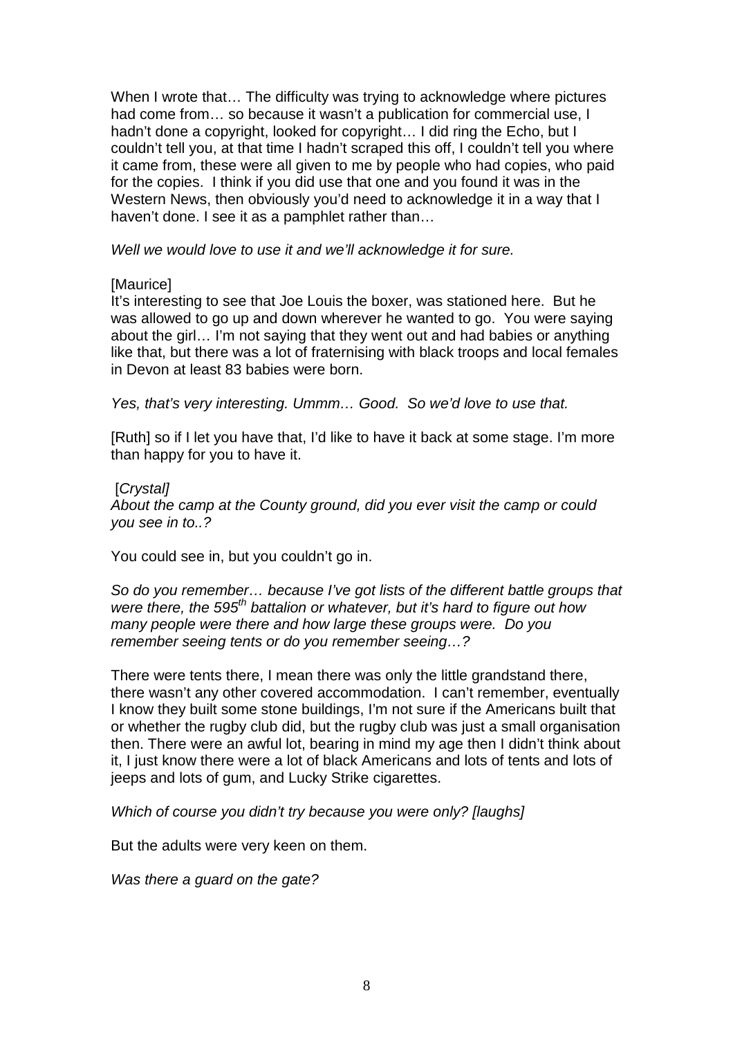When I wrote that… The difficulty was trying to acknowledge where pictures had come from… so because it wasn't a publication for commercial use, I hadn't done a copyright, looked for copyright… I did ring the Echo, but I couldn't tell you, at that time I hadn't scraped this off, I couldn't tell you where it came from, these were all given to me by people who had copies, who paid for the copies. I think if you did use that one and you found it was in the Western News, then obviously you'd need to acknowledge it in a way that I haven't done. I see it as a pamphlet rather than…

*Well we would love to use it and we'll acknowledge it for sure.*

[Maurice]
It's interesting to see that Joe Louis the boxer, was stationed here. But he was allowed to go up and down wherever he wanted to go. You were saying about the girl… I'm not saying that they went out and had babies or anything like that, but there was a lot of fraternising with black troops and local females in Devon at least 83 babies were born.

*Yes, that's very interesting. Ummm… Good. So we'd love to use that.*

[Ruth] so if I let you have that, I'd like to have it back at some stage. I'm more than happy for you to have it.

*[Crystal]*
*About the camp at the County ground, did you ever visit the camp or could you see in to..?*

You could see in, but you couldn't go in.

*So do you remember… because I've got lists of the different battle groups that were there, the 595th battalion or whatever, but it's hard to figure out how many people were there and how large these groups were. Do you remember seeing tents or do you remember seeing…?*

There were tents there, I mean there was only the little grandstand there, there wasn't any other covered accommodation. I can't remember, eventually I know they built some stone buildings, I'm not sure if the Americans built that or whether the rugby club did, but the rugby club was just a small organisation then. There were an awful lot, bearing in mind my age then I didn't think about it, I just know there were a lot of black Americans and lots of tents and lots of jeeps and lots of gum, and Lucky Strike cigarettes.

*Which of course you didn't try because you were only? [laughs]*

But the adults were very keen on them.

*Was there a guard on the gate?*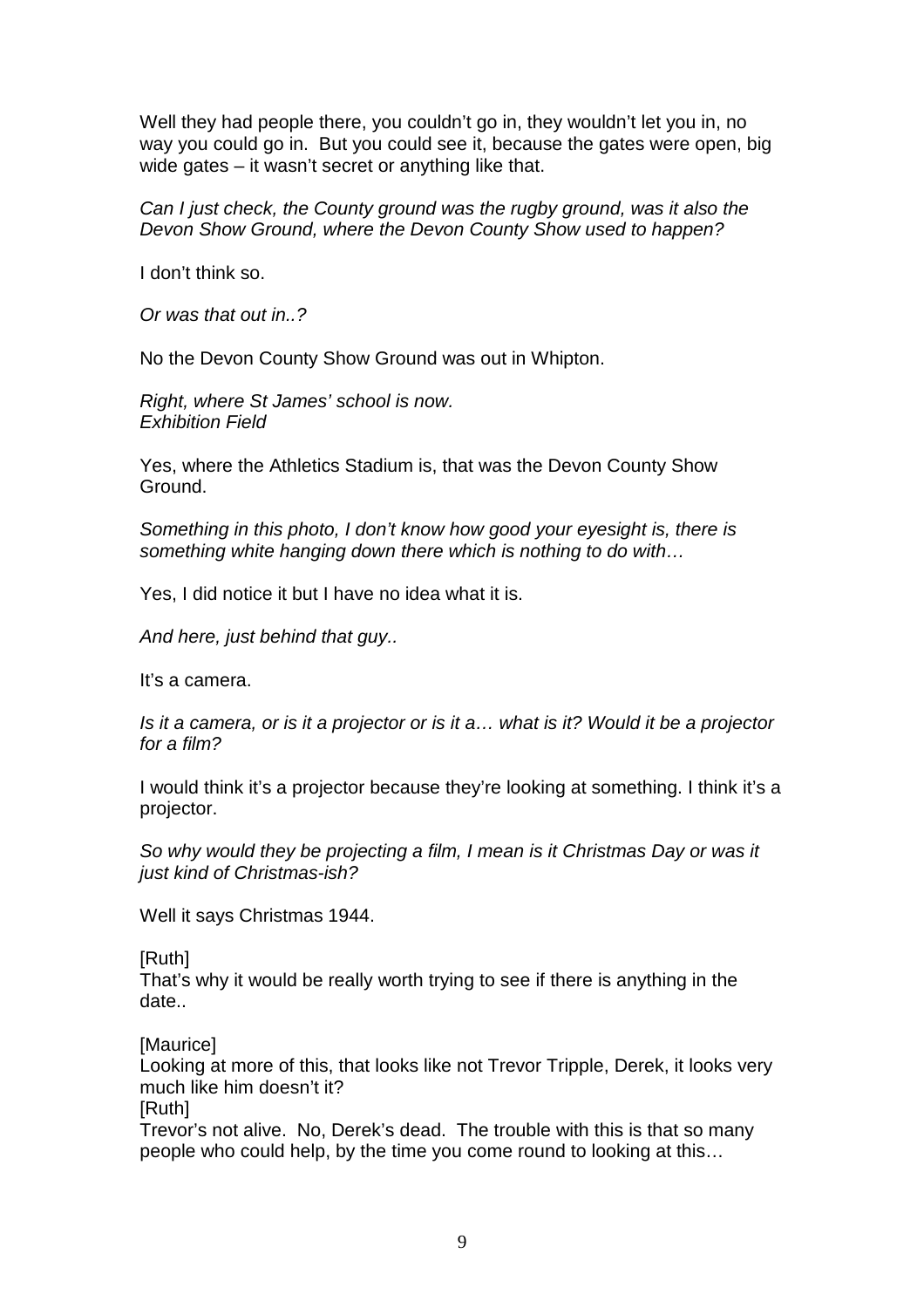Well they had people there, you couldn't go in, they wouldn't let you in, no way you could go in. But you could see it, because the gates were open, big wide gates – it wasn't secret or anything like that.

*Can I just check, the County ground was the rugby ground, was it also the Devon Show Ground, where the Devon County Show used to happen?*

I don't think so.

*Or was that out in..?*

No the Devon County Show Ground was out in Whipton.

*Right, where St James' school is now.*
*Exhibition Field*

Yes, where the Athletics Stadium is, that was the Devon County Show Ground.

*Something in this photo, I don't know how good your eyesight is, there is something white hanging down there which is nothing to do with…*

Yes, I did notice it but I have no idea what it is.

*And here, just behind that guy..*

It's a camera.

*Is it a camera, or is it a projector or is it a… what is it? Would it be a projector for a film?*

I would think it's a projector because they're looking at something. I think it's a projector.

*So why would they be projecting a film, I mean is it Christmas Day or was it just kind of Christmas-ish?*

Well it says Christmas 1944.

[Ruth]
That's why it would be really worth trying to see if there is anything in the date..

[Maurice]
Looking at more of this, that looks like not Trevor Tripple, Derek, it looks very much like him doesn't it?
[Ruth]
Trevor's not alive. No, Derek's dead. The trouble with this is that so many people who could help, by the time you come round to looking at this…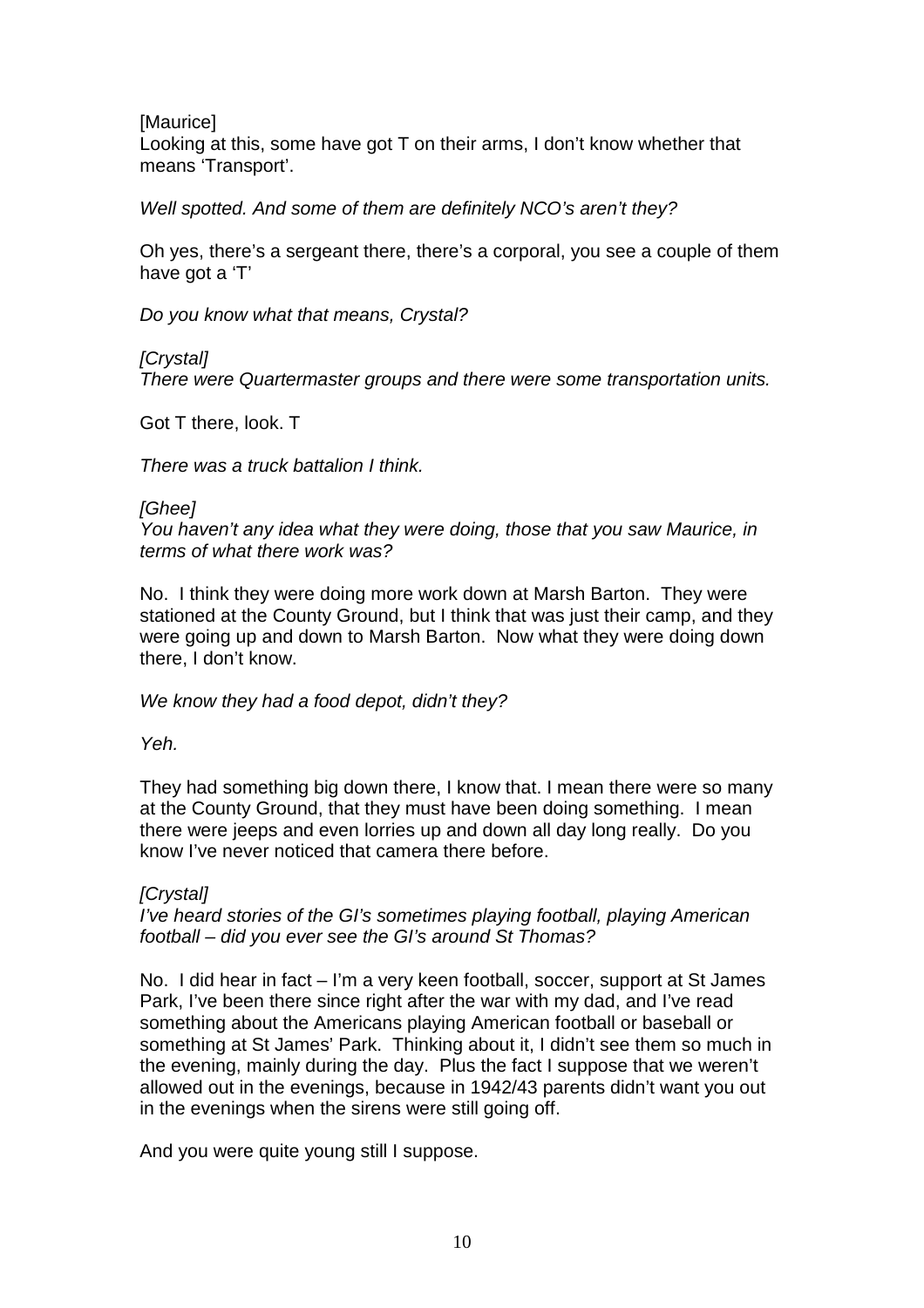[Maurice]
Looking at this, some have got T on their arms, I don't know whether that means 'Transport'.

*Well spotted. And some of them are definitely NCO's aren't they?*

Oh yes, there's a sergeant there, there's a corporal, you see a couple of them have got a 'T'

*Do you know what that means, Crystal?*

*[Crystal]*
*There were Quartermaster groups and there were some transportation units.*

Got T there, look. T

*There was a truck battalion I think.*

*[Ghee]*
*You haven't any idea what they were doing, those that you saw Maurice, in terms of what there work was?*

No. I think they were doing more work down at Marsh Barton. They were stationed at the County Ground, but I think that was just their camp, and they were going up and down to Marsh Barton. Now what they were doing down there, I don't know.

*We know they had a food depot, didn't they?*

*Yeh.*

They had something big down there, I know that. I mean there were so many at the County Ground, that they must have been doing something. I mean there were jeeps and even lorries up and down all day long really. Do you know I've never noticed that camera there before.

*[Crystal]*
*I've heard stories of the GI's sometimes playing football, playing American football – did you ever see the GI's around St Thomas?*

No. I did hear in fact – I'm a very keen football, soccer, support at St James Park, I've been there since right after the war with my dad, and I've read something about the Americans playing American football or baseball or something at St James' Park. Thinking about it, I didn't see them so much in the evening, mainly during the day. Plus the fact I suppose that we weren't allowed out in the evenings, because in 1942/43 parents didn't want you out in the evenings when the sirens were still going off.

And you were quite young still I suppose.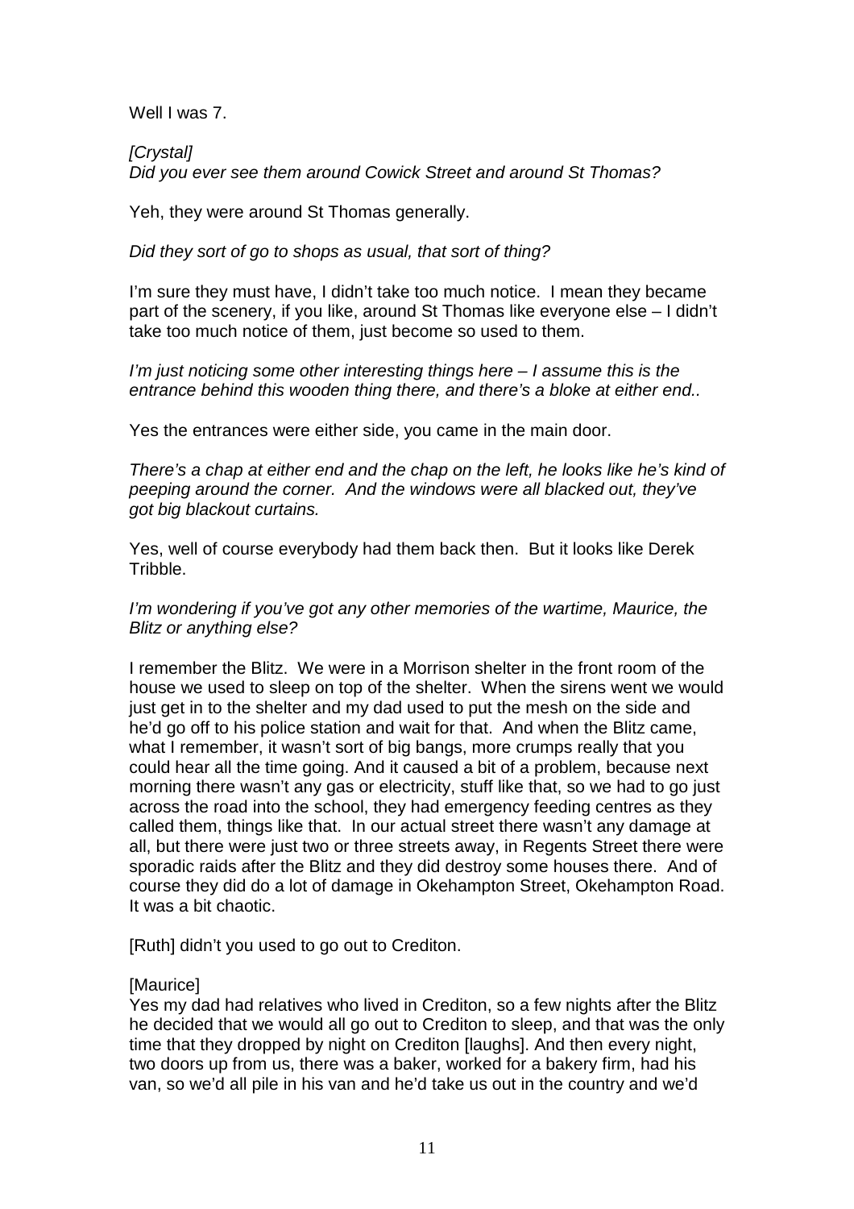Well I was 7.

*[Crystal]*
*Did you ever see them around Cowick Street and around St Thomas?*

Yeh, they were around St Thomas generally.

*Did they sort of go to shops as usual, that sort of thing?*

I'm sure they must have, I didn't take too much notice. I mean they became part of the scenery, if you like, around St Thomas like everyone else – I didn't take too much notice of them, just become so used to them.

*I'm just noticing some other interesting things here – I assume this is the entrance behind this wooden thing there, and there's a bloke at either end..*

Yes the entrances were either side, you came in the main door.

*There's a chap at either end and the chap on the left, he looks like he's kind of peeping around the corner. And the windows were all blacked out, they've got big blackout curtains.*

Yes, well of course everybody had them back then. But it looks like Derek Tribble.

*I'm wondering if you've got any other memories of the wartime, Maurice, the Blitz or anything else?*

I remember the Blitz. We were in a Morrison shelter in the front room of the house we used to sleep on top of the shelter. When the sirens went we would just get in to the shelter and my dad used to put the mesh on the side and he'd go off to his police station and wait for that. And when the Blitz came, what I remember, it wasn't sort of big bangs, more crumps really that you could hear all the time going. And it caused a bit of a problem, because next morning there wasn't any gas or electricity, stuff like that, so we had to go just across the road into the school, they had emergency feeding centres as they called them, things like that. In our actual street there wasn't any damage at all, but there were just two or three streets away, in Regents Street there were sporadic raids after the Blitz and they did destroy some houses there. And of course they did do a lot of damage in Okehampton Street, Okehampton Road. It was a bit chaotic.

[Ruth] didn't you used to go out to Crediton.

[Maurice]
Yes my dad had relatives who lived in Crediton, so a few nights after the Blitz he decided that we would all go out to Crediton to sleep, and that was the only time that they dropped by night on Crediton [laughs]. And then every night, two doors up from us, there was a baker, worked for a bakery firm, had his van, so we'd all pile in his van and he'd take us out in the country and we'd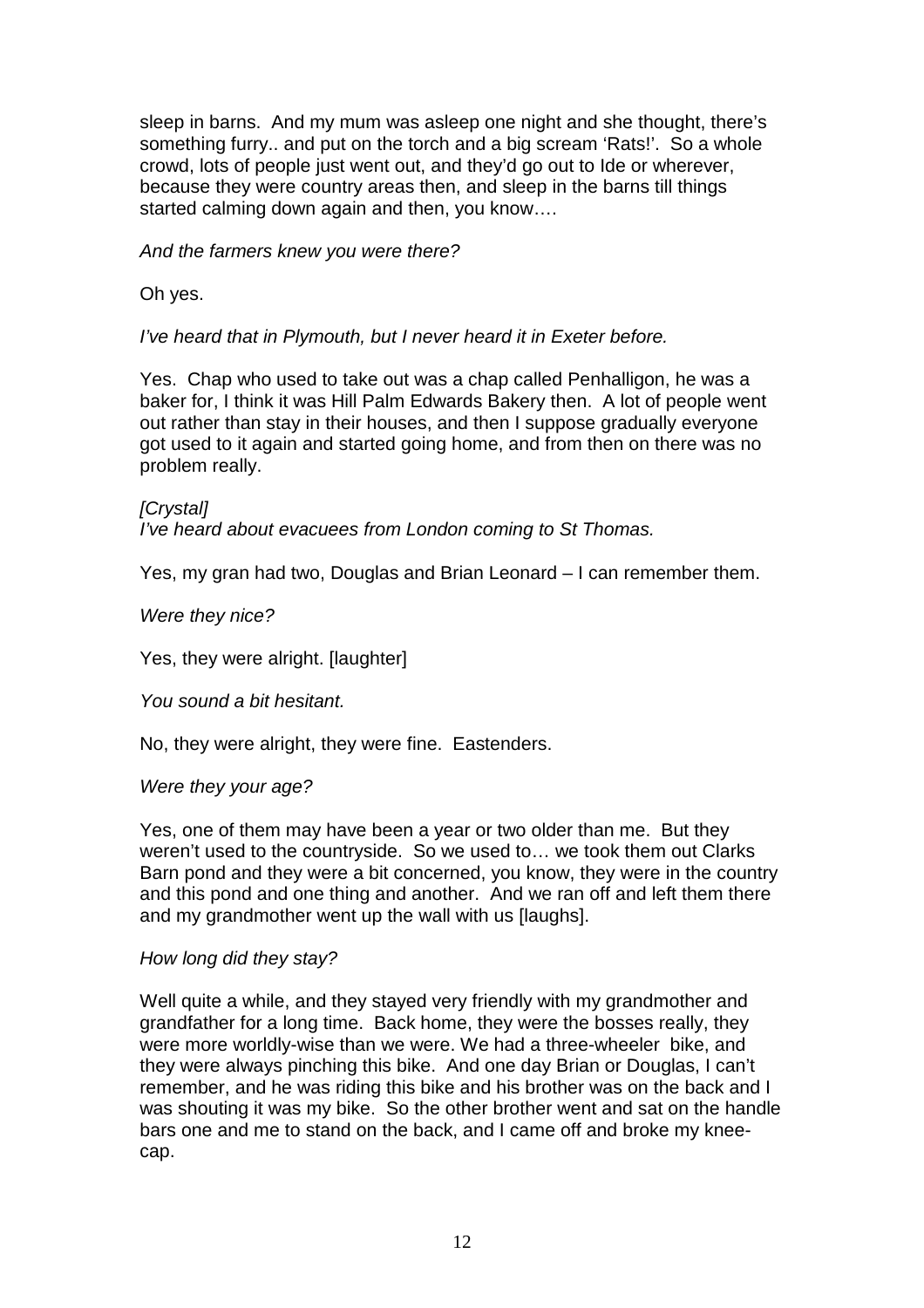sleep in barns. And my mum was asleep one night and she thought, there's something furry.. and put on the torch and a big scream 'Rats!'. So a whole crowd, lots of people just went out, and they'd go out to Ide or wherever, because they were country areas then, and sleep in the barns till things started calming down again and then, you know….

*And the farmers knew you were there?*

Oh yes.

*I've heard that in Plymouth, but I never heard it in Exeter before.*

Yes. Chap who used to take out was a chap called Penhalligon, he was a baker for, I think it was Hill Palm Edwards Bakery then. A lot of people went out rather than stay in their houses, and then I suppose gradually everyone got used to it again and started going home, and from then on there was no problem really.

*[Crystal]*
*I've heard about evacuees from London coming to St Thomas.*

Yes, my gran had two, Douglas and Brian Leonard – I can remember them.

*Were they nice?*

Yes, they were alright. [laughter]

*You sound a bit hesitant.*

No, they were alright, they were fine. Eastenders.

*Were they your age?*

Yes, one of them may have been a year or two older than me. But they weren't used to the countryside. So we used to… we took them out Clarks Barn pond and they were a bit concerned, you know, they were in the country and this pond and one thing and another. And we ran off and left them there and my grandmother went up the wall with us [laughs].

*How long did they stay?*

Well quite a while, and they stayed very friendly with my grandmother and grandfather for a long time. Back home, they were the bosses really, they were more worldly-wise than we were. We had a three-wheeler bike, and they were always pinching this bike. And one day Brian or Douglas, I can't remember, and he was riding this bike and his brother was on the back and I was shouting it was my bike. So the other brother went and sat on the handle bars one and me to stand on the back, and I came off and broke my knee-cap.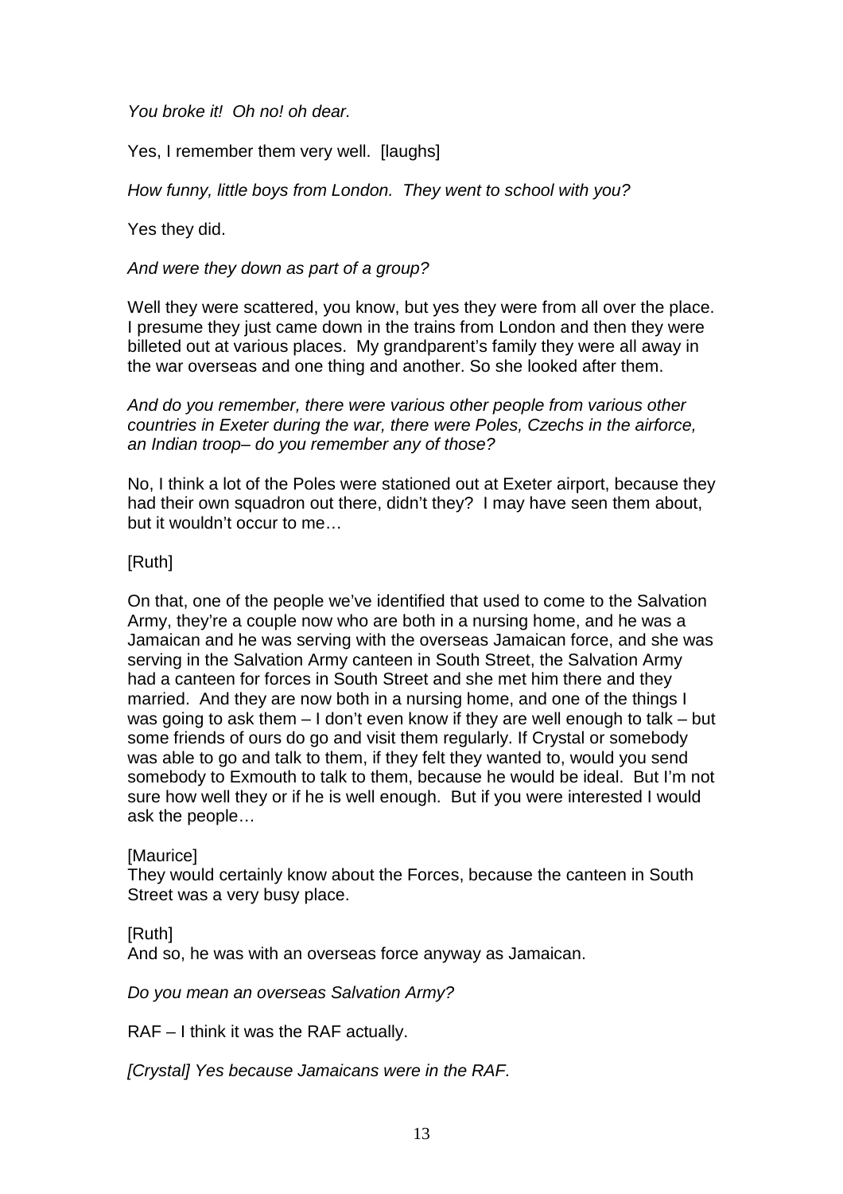*You broke it!  Oh no! oh dear.*

Yes, I remember them very well.  [laughs]

*How funny, little boys from London.  They went to school with you?*

Yes they did.

*And were they down as part of a group?*

Well they were scattered, you know, but yes they were from all over the place. I presume they just came down in the trains from London and then they were billeted out at various places.  My grandparent's family they were all away in the war overseas and one thing and another. So she looked after them.

*And do you remember, there were various other people from various other countries in Exeter during the war, there were Poles, Czechs in the airforce, an Indian troop– do you remember any of those?*

No, I think a lot of the Poles were stationed out at Exeter airport, because they had their own squadron out there, didn't they?  I may have seen them about, but it wouldn't occur to me…

[Ruth]

On that, one of the people we've identified that used to come to the Salvation Army, they're a couple now who are both in a nursing home, and he was a Jamaican and he was serving with the overseas Jamaican force, and she was serving in the Salvation Army canteen in South Street, the Salvation Army had a canteen for forces in South Street and she met him there and they married.  And they are now both in a nursing home, and one of the things I was going to ask them – I don't even know if they are well enough to talk – but some friends of ours do go and visit them regularly. If Crystal or somebody was able to go and talk to them, if they felt they wanted to, would you send somebody to Exmouth to talk to them, because he would be ideal.  But I'm not sure how well they or if he is well enough.  But if you were interested I would ask the people…

[Maurice]
They would certainly know about the Forces, because the canteen in South Street was a very busy place.

[Ruth]
And so, he was with an overseas force anyway as Jamaican.

*Do you mean an overseas Salvation Army?*

RAF – I think it was the RAF actually.

*[Crystal] Yes because Jamaicans were in the RAF.*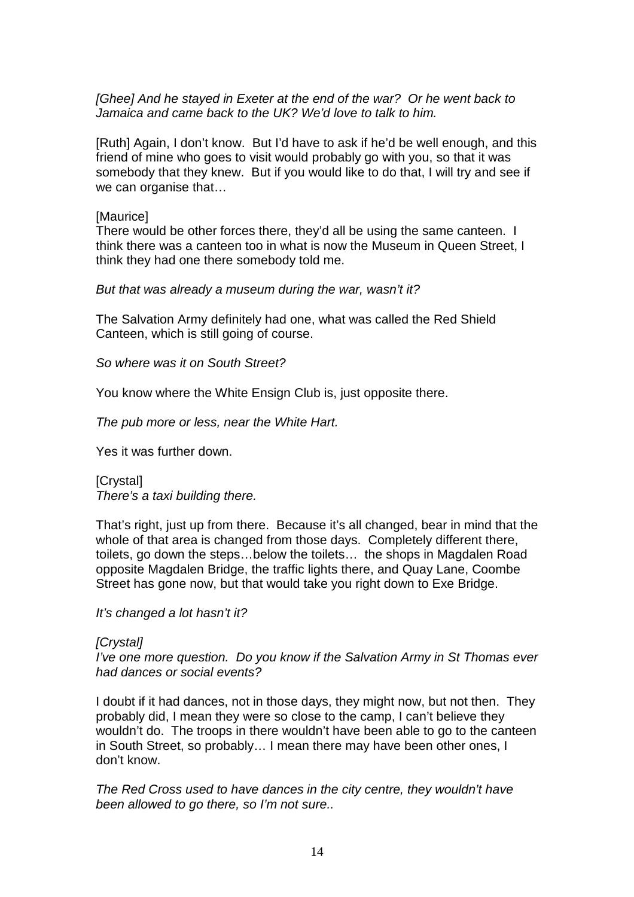*[Ghee] And he stayed in Exeter at the end of the war? Or he went back to Jamaica and came back to the UK? We'd love to talk to him.*

[Ruth] Again, I don't know. But I'd have to ask if he'd be well enough, and this friend of mine who goes to visit would probably go with you, so that it was somebody that they knew. But if you would like to do that, I will try and see if we can organise that…

[Maurice]
There would be other forces there, they'd all be using the same canteen. I think there was a canteen too in what is now the Museum in Queen Street, I think they had one there somebody told me.

*But that was already a museum during the war, wasn't it?*

The Salvation Army definitely had one, what was called the Red Shield Canteen, which is still going of course.

*So where was it on South Street?*

You know where the White Ensign Club is, just opposite there.

*The pub more or less, near the White Hart.*

Yes it was further down.

[Crystal]
*There's a taxi building there.*

That's right, just up from there. Because it's all changed, bear in mind that the whole of that area is changed from those days. Completely different there, toilets, go down the steps…below the toilets… the shops in Magdalen Road opposite Magdalen Bridge, the traffic lights there, and Quay Lane, Coombe Street has gone now, but that would take you right down to Exe Bridge.

*It's changed a lot hasn't it?*

*[Crystal]*
*I've one more question. Do you know if the Salvation Army in St Thomas ever had dances or social events?*

I doubt if it had dances, not in those days, they might now, but not then. They probably did, I mean they were so close to the camp, I can't believe they wouldn't do. The troops in there wouldn't have been able to go to the canteen in South Street, so probably… I mean there may have been other ones, I don't know.

*The Red Cross used to have dances in the city centre, they wouldn't have been allowed to go there, so I'm not sure..*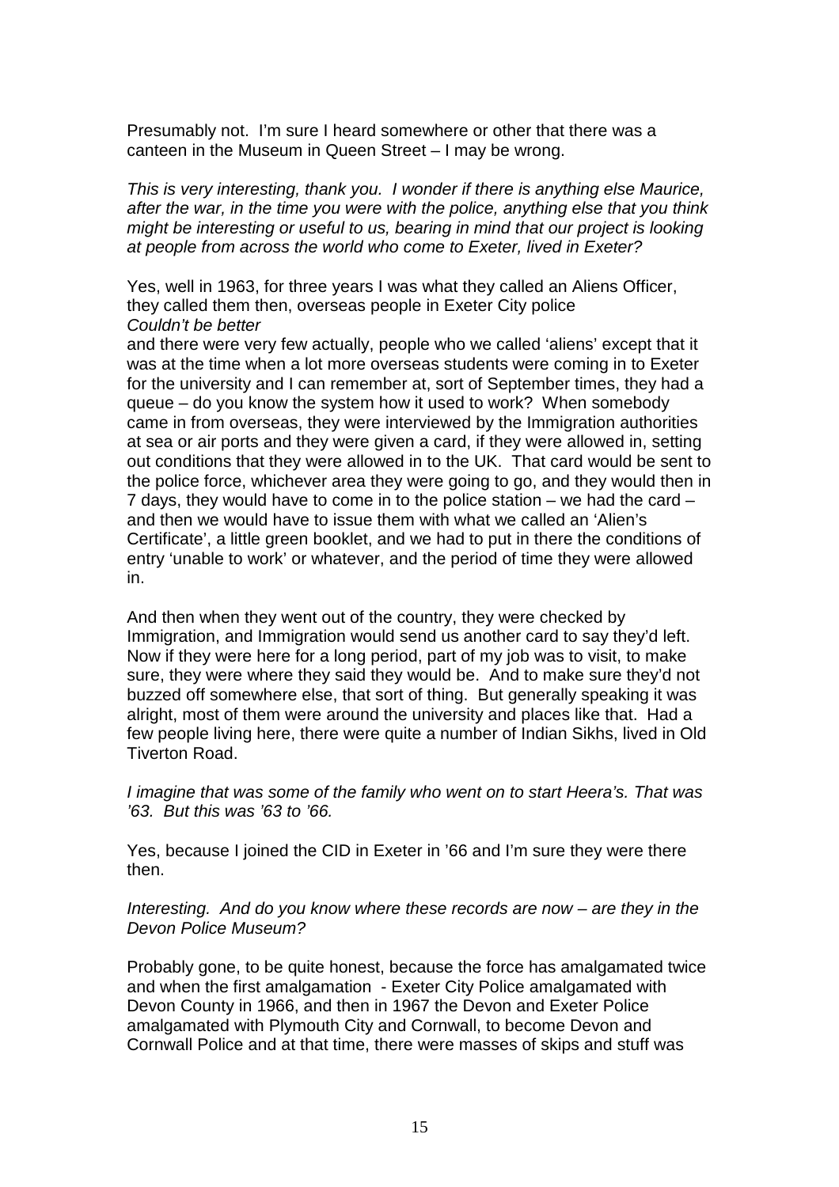Presumably not. I'm sure I heard somewhere or other that there was a canteen in the Museum in Queen Street – I may be wrong.

*This is very interesting, thank you. I wonder if there is anything else Maurice, after the war, in the time you were with the police, anything else that you think might be interesting or useful to us, bearing in mind that our project is looking at people from across the world who come to Exeter, lived in Exeter?*

Yes, well in 1963, for three years I was what they called an Aliens Officer, they called them then, overseas people in Exeter City police
*Couldn't be better*
and there were very few actually, people who we called 'aliens' except that it was at the time when a lot more overseas students were coming in to Exeter for the university and I can remember at, sort of September times, they had a queue – do you know the system how it used to work? When somebody came in from overseas, they were interviewed by the Immigration authorities at sea or air ports and they were given a card, if they were allowed in, setting out conditions that they were allowed in to the UK. That card would be sent to the police force, whichever area they were going to go, and they would then in 7 days, they would have to come in to the police station – we had the card – and then we would have to issue them with what we called an 'Alien's Certificate', a little green booklet, and we had to put in there the conditions of entry 'unable to work' or whatever, and the period of time they were allowed in.

And then when they went out of the country, they were checked by Immigration, and Immigration would send us another card to say they'd left. Now if they were here for a long period, part of my job was to visit, to make sure, they were where they said they would be. And to make sure they'd not buzzed off somewhere else, that sort of thing. But generally speaking it was alright, most of them were around the university and places like that. Had a few people living here, there were quite a number of Indian Sikhs, lived in Old Tiverton Road.

*I imagine that was some of the family who went on to start Heera's. That was '63. But this was '63 to '66.*

Yes, because I joined the CID in Exeter in '66 and I'm sure they were there then.

*Interesting. And do you know where these records are now – are they in the Devon Police Museum?*

Probably gone, to be quite honest, because the force has amalgamated twice and when the first amalgamation - Exeter City Police amalgamated with Devon County in 1966, and then in 1967 the Devon and Exeter Police amalgamated with Plymouth City and Cornwall, to become Devon and Cornwall Police and at that time, there were masses of skips and stuff was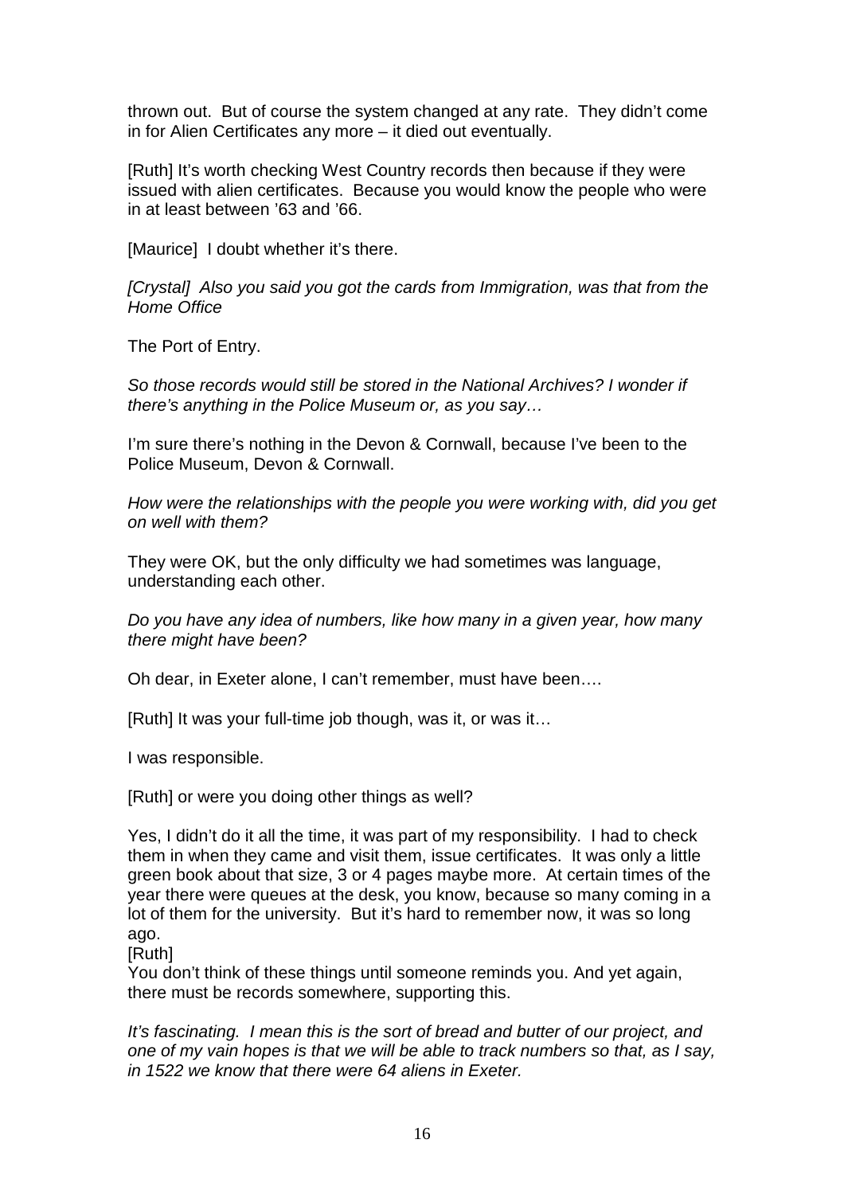thrown out. But of course the system changed at any rate. They didn't come in for Alien Certificates any more – it died out eventually.

[Ruth] It's worth checking West Country records then because if they were issued with alien certificates. Because you would know the people who were in at least between '63 and '66.

[Maurice] I doubt whether it's there.

*[Crystal] Also you said you got the cards from Immigration, was that from the Home Office*

The Port of Entry.

*So those records would still be stored in the National Archives? I wonder if there's anything in the Police Museum or, as you say…*

I'm sure there's nothing in the Devon & Cornwall, because I've been to the Police Museum, Devon & Cornwall.

*How were the relationships with the people you were working with, did you get on well with them?*

They were OK, but the only difficulty we had sometimes was language, understanding each other.

*Do you have any idea of numbers, like how many in a given year, how many there might have been?*

Oh dear, in Exeter alone, I can't remember, must have been….

[Ruth] It was your full-time job though, was it, or was it…

I was responsible.

[Ruth] or were you doing other things as well?

Yes, I didn't do it all the time, it was part of my responsibility. I had to check them in when they came and visit them, issue certificates. It was only a little green book about that size, 3 or 4 pages maybe more. At certain times of the year there were queues at the desk, you know, because so many coming in a lot of them for the university. But it's hard to remember now, it was so long ago.
[Ruth]
You don't think of these things until someone reminds you. And yet again, there must be records somewhere, supporting this.

*It's fascinating. I mean this is the sort of bread and butter of our project, and one of my vain hopes is that we will be able to track numbers so that, as I say, in 1522 we know that there were 64 aliens in Exeter.*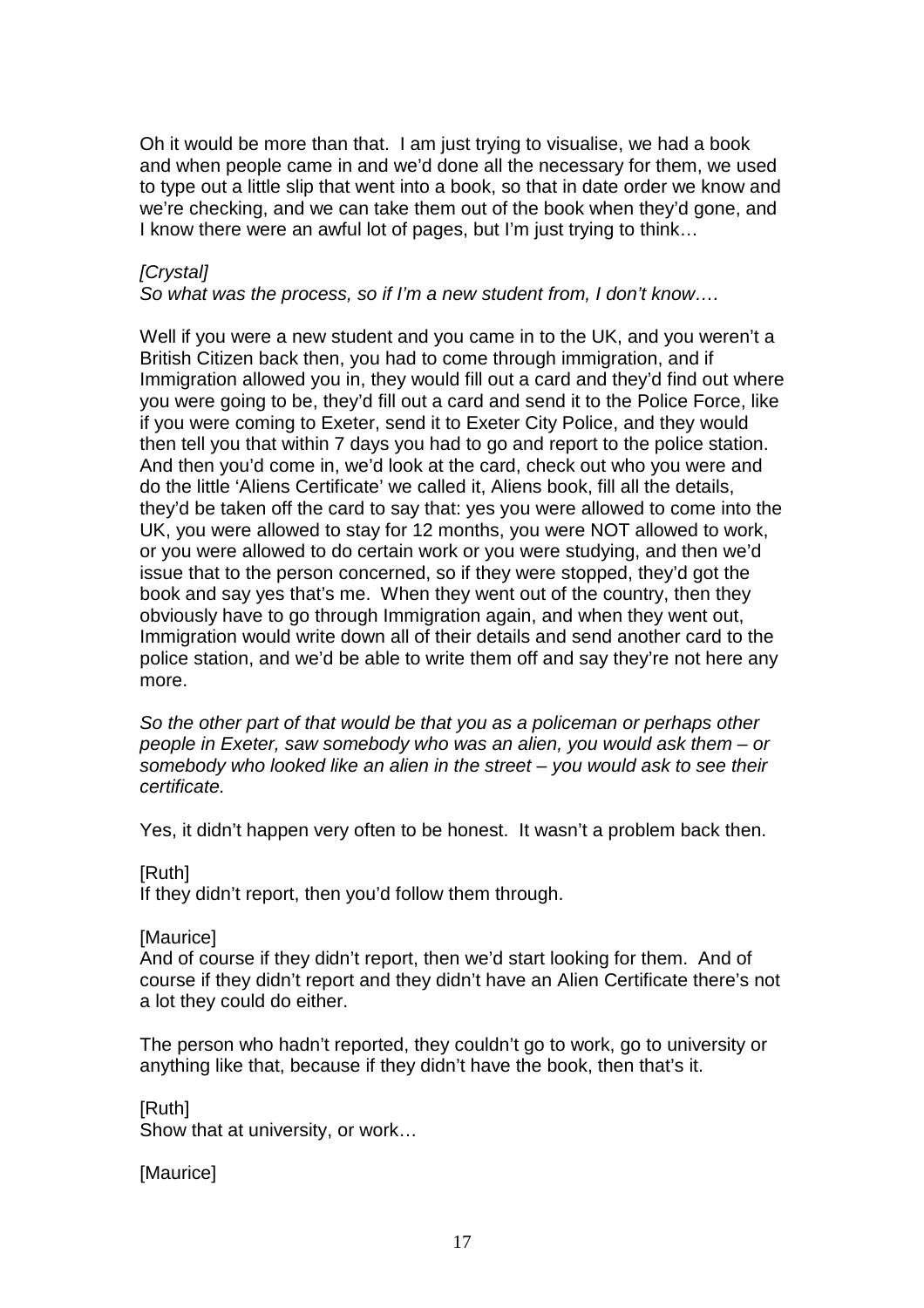Oh it would be more than that. I am just trying to visualise, we had a book and when people came in and we'd done all the necessary for them, we used to type out a little slip that went into a book, so that in date order we know and we're checking, and we can take them out of the book when they'd gone, and I know there were an awful lot of pages, but I'm just trying to think…

*[Crystal]*
*So what was the process, so if I'm a new student from, I don't know….*

Well if you were a new student and you came in to the UK, and you weren't a British Citizen back then, you had to come through immigration, and if Immigration allowed you in, they would fill out a card and they'd find out where you were going to be, they'd fill out a card and send it to the Police Force, like if you were coming to Exeter, send it to Exeter City Police, and they would then tell you that within 7 days you had to go and report to the police station. And then you'd come in, we'd look at the card, check out who you were and do the little 'Aliens Certificate' we called it, Aliens book, fill all the details, they'd be taken off the card to say that: yes you were allowed to come into the UK, you were allowed to stay for 12 months, you were NOT allowed to work, or you were allowed to do certain work or you were studying, and then we'd issue that to the person concerned, so if they were stopped, they'd got the book and say yes that's me. When they went out of the country, then they obviously have to go through Immigration again, and when they went out, Immigration would write down all of their details and send another card to the police station, and we'd be able to write them off and say they're not here any more.

*So the other part of that would be that you as a policeman or perhaps other people in Exeter, saw somebody who was an alien, you would ask them – or somebody who looked like an alien in the street – you would ask to see their certificate.*

Yes, it didn't happen very often to be honest. It wasn't a problem back then.

[Ruth]
If they didn't report, then you'd follow them through.

[Maurice]
And of course if they didn't report, then we'd start looking for them. And of course if they didn't report and they didn't have an Alien Certificate there's not a lot they could do either.

The person who hadn't reported, they couldn't go to work, go to university or anything like that, because if they didn't have the book, then that's it.

[Ruth]
Show that at university, or work…

[Maurice]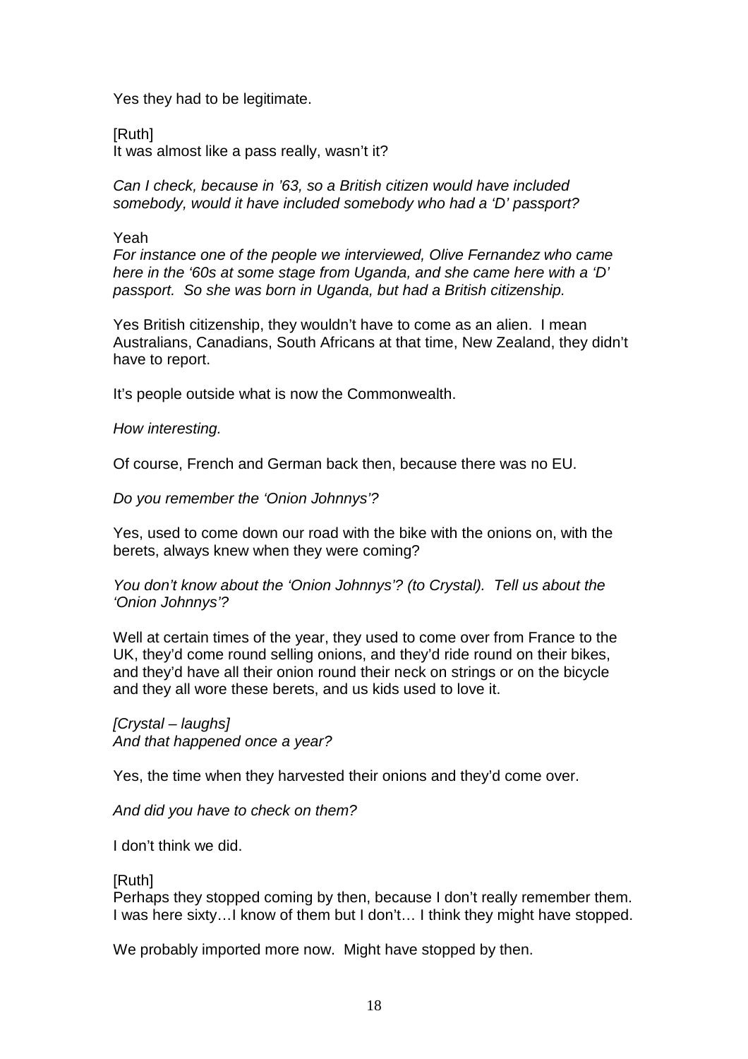Yes they had to be legitimate.

[Ruth]
It was almost like a pass really, wasn't it?

*Can I check, because in '63, so a British citizen would have included somebody, would it have included somebody who had a 'D' passport?*

Yeah
*For instance one of the people we interviewed, Olive Fernandez who came here in the '60s at some stage from Uganda, and she came here with a 'D' passport. So she was born in Uganda, but had a British citizenship.*

Yes British citizenship, they wouldn't have to come as an alien. I mean Australians, Canadians, South Africans at that time, New Zealand, they didn't have to report.

It's people outside what is now the Commonwealth.

*How interesting.*

Of course, French and German back then, because there was no EU.

*Do you remember the 'Onion Johnnys'?*

Yes, used to come down our road with the bike with the onions on, with the berets, always knew when they were coming?

*You don't know about the 'Onion Johnnys'? (to Crystal). Tell us about the 'Onion Johnnys'?*

Well at certain times of the year, they used to come over from France to the UK, they'd come round selling onions, and they'd ride round on their bikes, and they'd have all their onion round their neck on strings or on the bicycle and they all wore these berets, and us kids used to love it.

*[Crystal – laughs]*
*And that happened once a year?*

Yes, the time when they harvested their onions and they'd come over.

*And did you have to check on them?*

I don't think we did.

[Ruth]
Perhaps they stopped coming by then, because I don't really remember them. I was here sixty…I know of them but I don't… I think they might have stopped.

We probably imported more now. Might have stopped by then.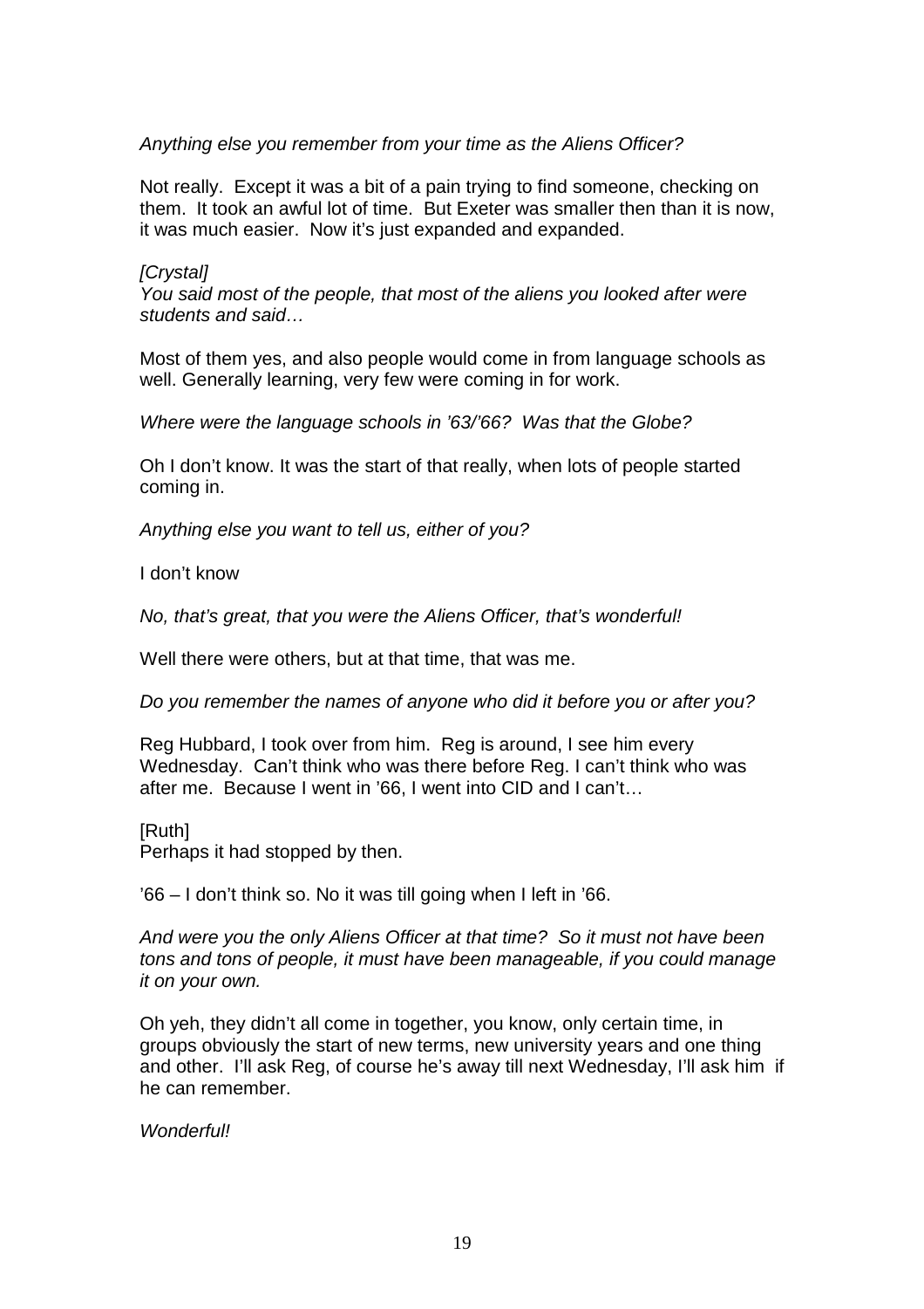*Anything else you remember from your time as the Aliens Officer?*

Not really. Except it was a bit of a pain trying to find someone, checking on them. It took an awful lot of time. But Exeter was smaller then than it is now, it was much easier. Now it's just expanded and expanded.

*[Crystal]*
*You said most of the people, that most of the aliens you looked after were students and said…*

Most of them yes, and also people would come in from language schools as well. Generally learning, very few were coming in for work.

*Where were the language schools in '63/'66? Was that the Globe?*

Oh I don't know. It was the start of that really, when lots of people started coming in.

*Anything else you want to tell us, either of you?*

I don't know

*No, that's great, that you were the Aliens Officer, that's wonderful!*

Well there were others, but at that time, that was me.

*Do you remember the names of anyone who did it before you or after you?*

Reg Hubbard, I took over from him. Reg is around, I see him every Wednesday. Can't think who was there before Reg. I can't think who was after me. Because I went in '66, I went into CID and I can't…

[Ruth]
Perhaps it had stopped by then.

'66 – I don't think so. No it was till going when I left in '66.

*And were you the only Aliens Officer at that time? So it must not have been tons and tons of people, it must have been manageable, if you could manage it on your own.*

Oh yeh, they didn't all come in together, you know, only certain time, in groups obviously the start of new terms, new university years and one thing and other. I'll ask Reg, of course he's away till next Wednesday, I'll ask him if he can remember.

*Wonderful!*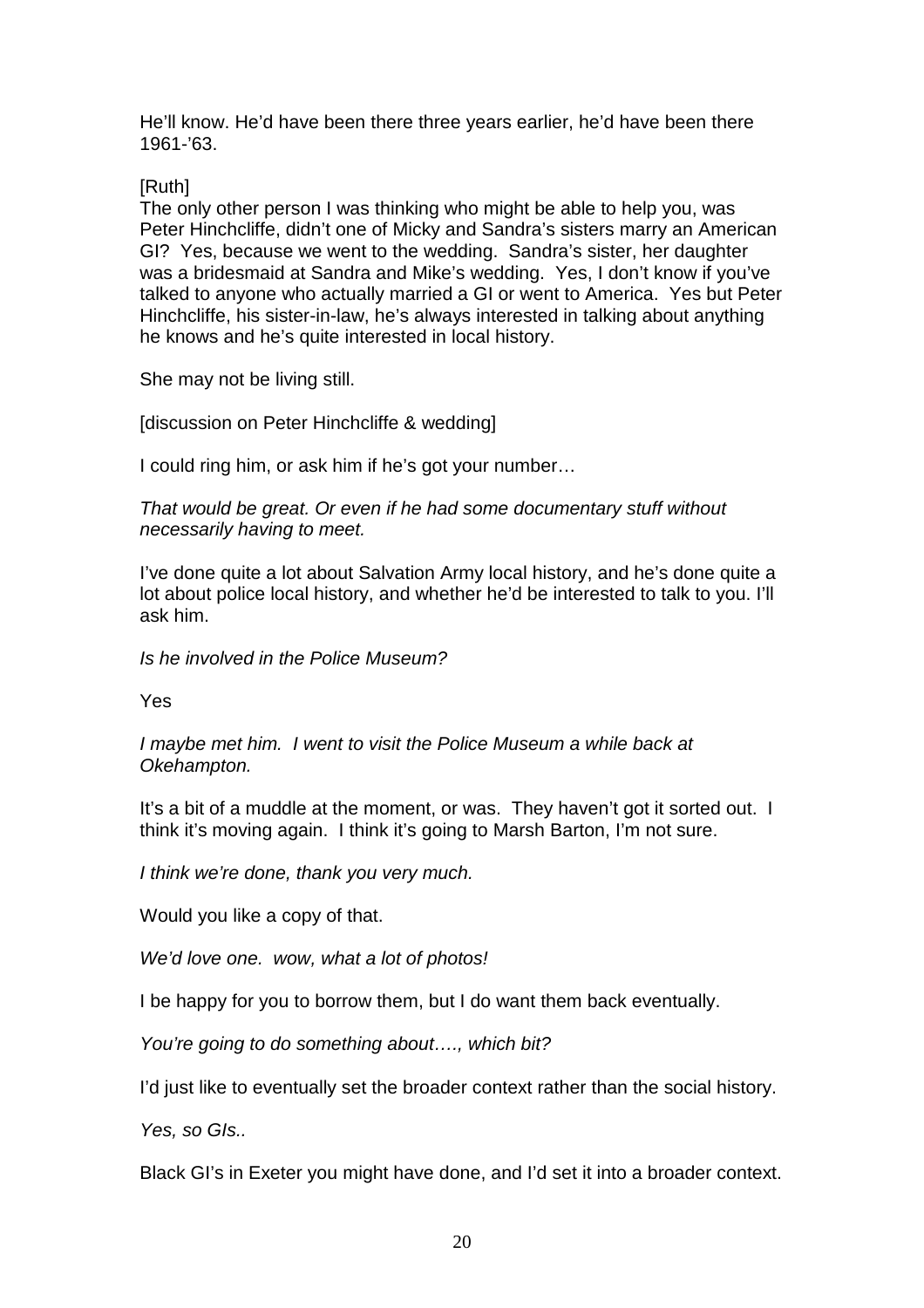He'll know. He'd have been there three years earlier, he'd have been there 1961-'63.

[Ruth]
The only other person I was thinking who might be able to help you, was Peter Hinchcliffe, didn't one of Micky and Sandra's sisters marry an American GI? Yes, because we went to the wedding. Sandra's sister, her daughter was a bridesmaid at Sandra and Mike's wedding. Yes, I don't know if you've talked to anyone who actually married a GI or went to America. Yes but Peter Hinchcliffe, his sister-in-law, he's always interested in talking about anything he knows and he's quite interested in local history.

She may not be living still.

[discussion on Peter Hinchcliffe & wedding]

I could ring him, or ask him if he's got your number…

*That would be great. Or even if he had some documentary stuff without necessarily having to meet.*

I've done quite a lot about Salvation Army local history, and he's done quite a lot about police local history, and whether he'd be interested to talk to you. I'll ask him.

*Is he involved in the Police Museum?*

Yes

*I maybe met him. I went to visit the Police Museum a while back at Okehampton.*

It's a bit of a muddle at the moment, or was. They haven't got it sorted out. I think it's moving again. I think it's going to Marsh Barton, I'm not sure.

*I think we're done, thank you very much.*

Would you like a copy of that.

*We'd love one. wow, what a lot of photos!*

I be happy for you to borrow them, but I do want them back eventually.

*You're going to do something about…., which bit?*

I'd just like to eventually set the broader context rather than the social history.

*Yes, so GIs..*

Black GI's in Exeter you might have done, and I'd set it into a broader context.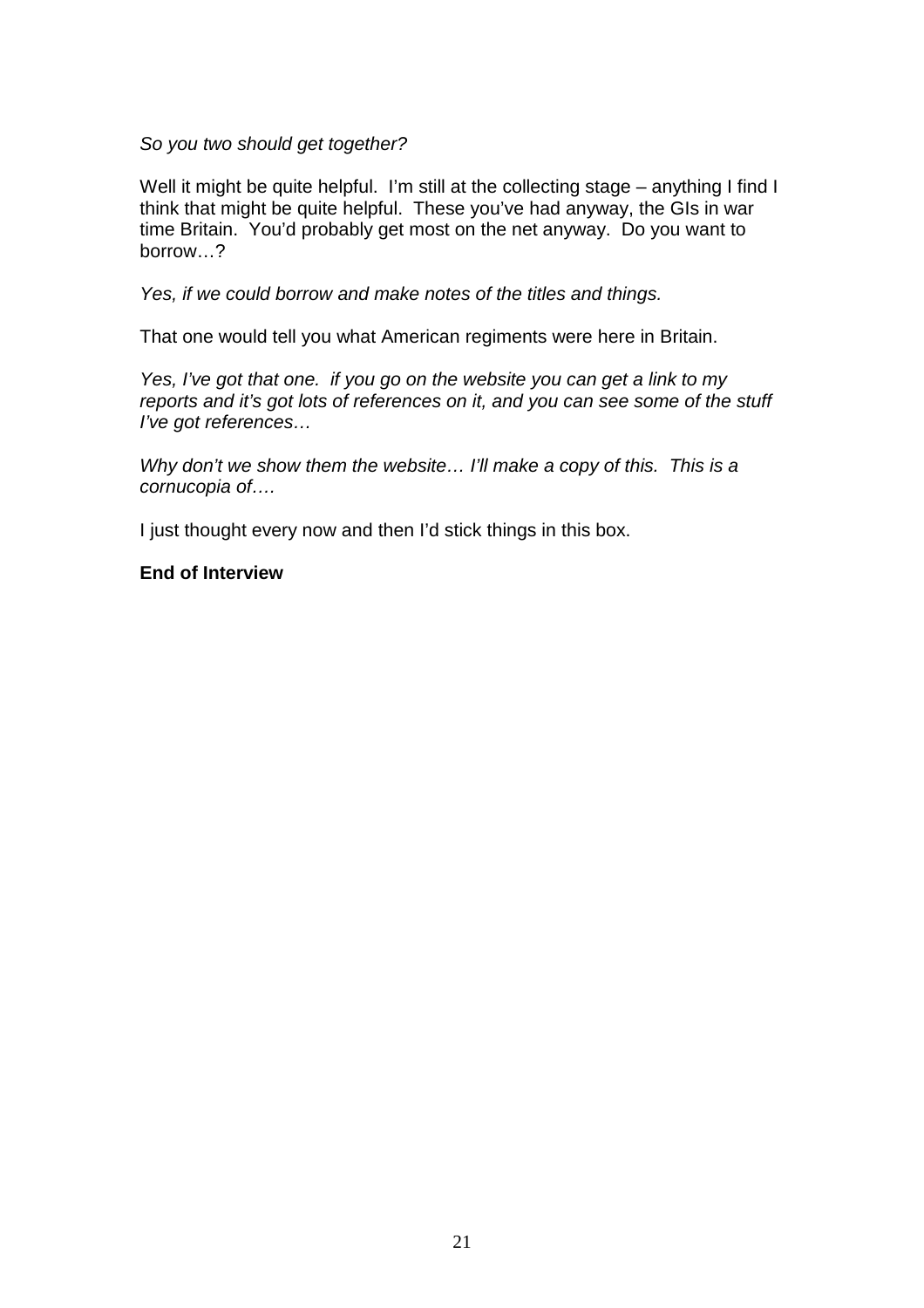*So you two should get together?*

Well it might be quite helpful. I'm still at the collecting stage – anything I find I think that might be quite helpful. These you've had anyway, the GIs in war time Britain. You'd probably get most on the net anyway. Do you want to borrow…?

*Yes, if we could borrow and make notes of the titles and things.*

That one would tell you what American regiments were here in Britain.

*Yes, I've got that one. if you go on the website you can get a link to my reports and it's got lots of references on it, and you can see some of the stuff I've got references…*

*Why don't we show them the website… I'll make a copy of this. This is a cornucopia of….*

I just thought every now and then I'd stick things in this box.

**End of Interview**